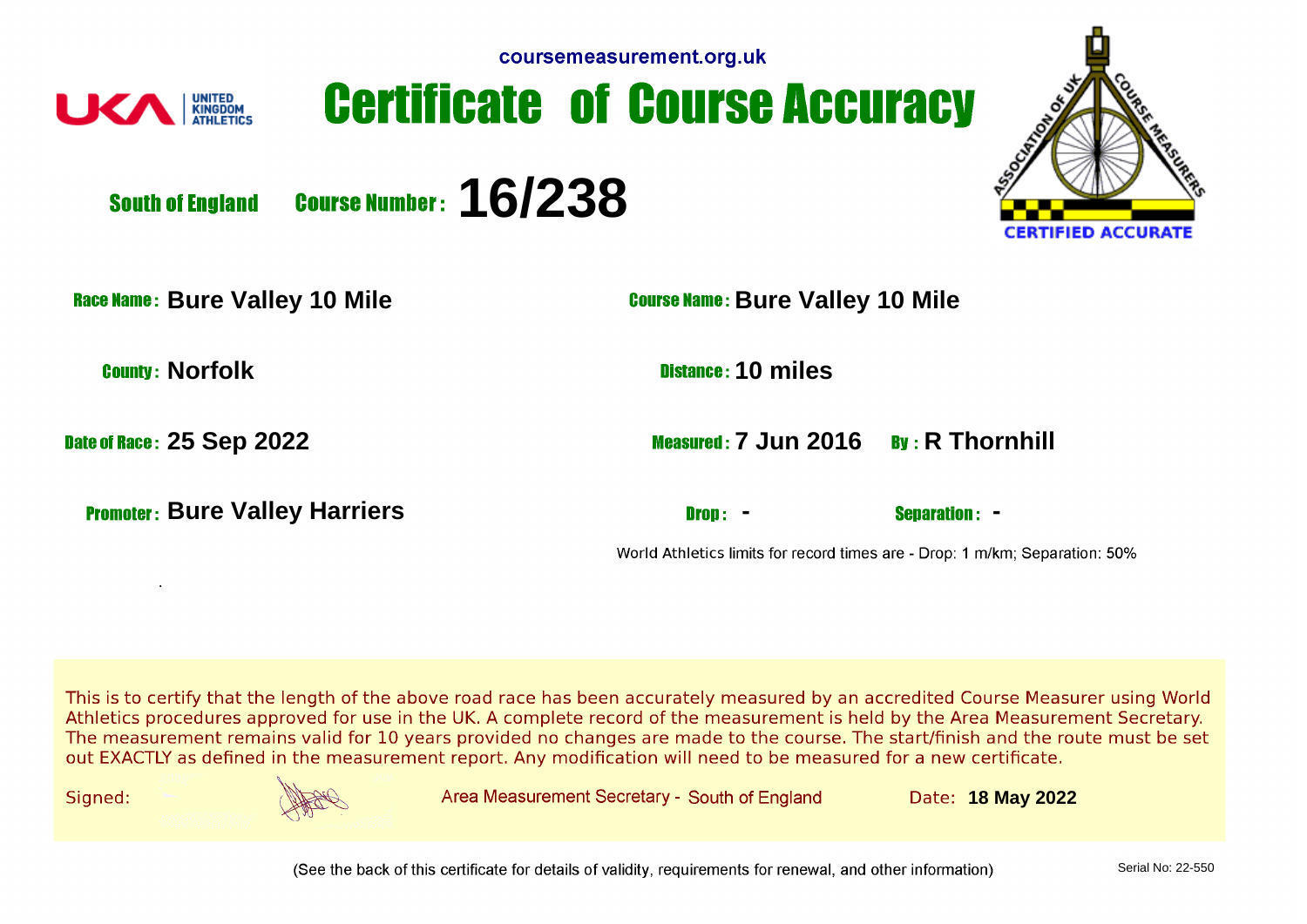coursemeasurement.org.uk

UNITED KINGDOM ATHLETICS

# Certificate of Course Accuracy

ASSOCIATION OF UK COURSE MEASURERS — CERTIFIED ACCURATE

**South of England** **Course Number:** **16/238**

**Race Name:** **Bure Valley 10 Mile**

**Course Name:** **Bure Valley 10 Mile**

**County:** **Norfolk**

**Distance:** **10 miles**

**Date of Race:** **25 Sep 2022**

**Measured:** **7 Jun 2016** **By:** **R Thornhill**

**Promoter:** **Bure Valley Harriers**

**Drop:** **-** **Separation:** **-**

World Athletics limits for record times are - Drop: 1 m/km; Separation: 50%

This is to certify that the length of the above road race has been accurately measured by an accredited Course Measurer using World Athletics procedures approved for use in the UK. A complete record of the measurement is held by the Area Measurement Secretary. The measurement remains valid for 10 years provided no changes are made to the course. The start/finish and the route must be set out EXACTLY as defined in the measurement report. Any modification will need to be measured for a new certificate.

Signed: Area Measurement Secretary - South of England Date: **18 May 2022**

(See the back of this certificate for details of validity, requirements for renewal, and other information)

Serial No: 22-550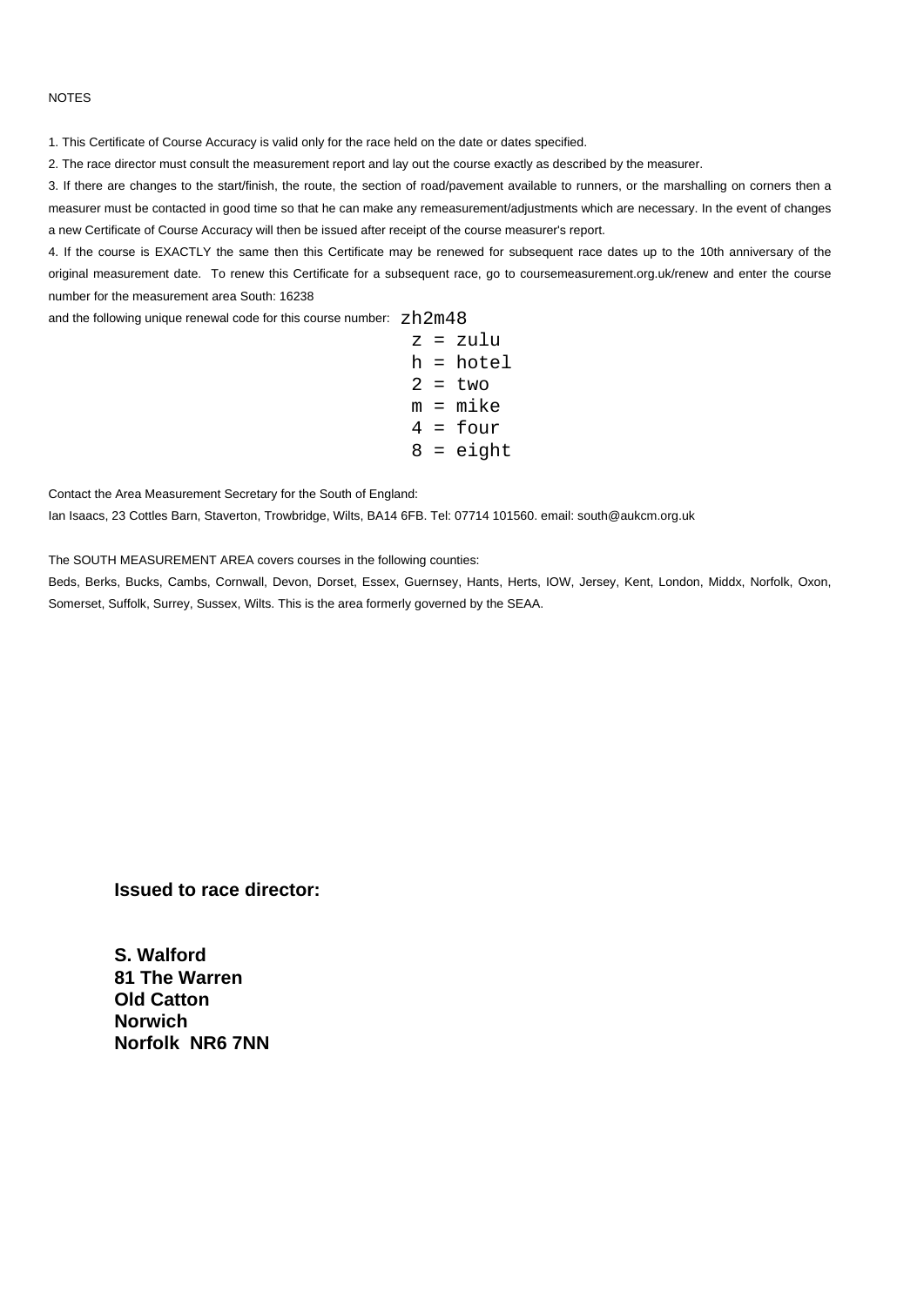NOTES

1. This Certificate of Course Accuracy is valid only for the race held on the date or dates specified.

2. The race director must consult the measurement report and lay out the course exactly as described by the measurer.

3. If there are changes to the start/finish, the route, the section of road/pavement available to runners, or the marshalling on corners then a measurer must be contacted in good time so that he can make any remeasurement/adjustments which are necessary. In the event of changes a new Certificate of Course Accuracy will then be issued after receipt of the course measurer's report.

4. If the course is EXACTLY the same then this Certificate may be renewed for subsequent race dates up to the 10th anniversary of the original measurement date. To renew this Certificate for a subsequent race, go to coursemeasurement.org.uk/renew and enter the course number for the measurement area South: 16238

and the following unique renewal code for this course number: `zh2m48`

```
z = zulu
h = hotel
2 = two
m = mike
4 = four
8 = eight
```

Contact the Area Measurement Secretary for the South of England:

Ian Isaacs, 23 Cottles Barn, Staverton, Trowbridge, Wilts, BA14 6FB. Tel: 07714 101560. email: south@aukcm.org.uk

The SOUTH MEASUREMENT AREA covers courses in the following counties:

Beds, Berks, Bucks, Cambs, Cornwall, Devon, Dorset, Essex, Guernsey, Hants, Herts, IOW, Jersey, Kent, London, Middx, Norfolk, Oxon, Somerset, Suffolk, Surrey, Sussex, Wilts. This is the area formerly governed by the SEAA.

**Issued to race director:**

**S. Walford**
**81 The Warren**
**Old Catton**
**Norwich**
**Norfolk NR6 7NN**